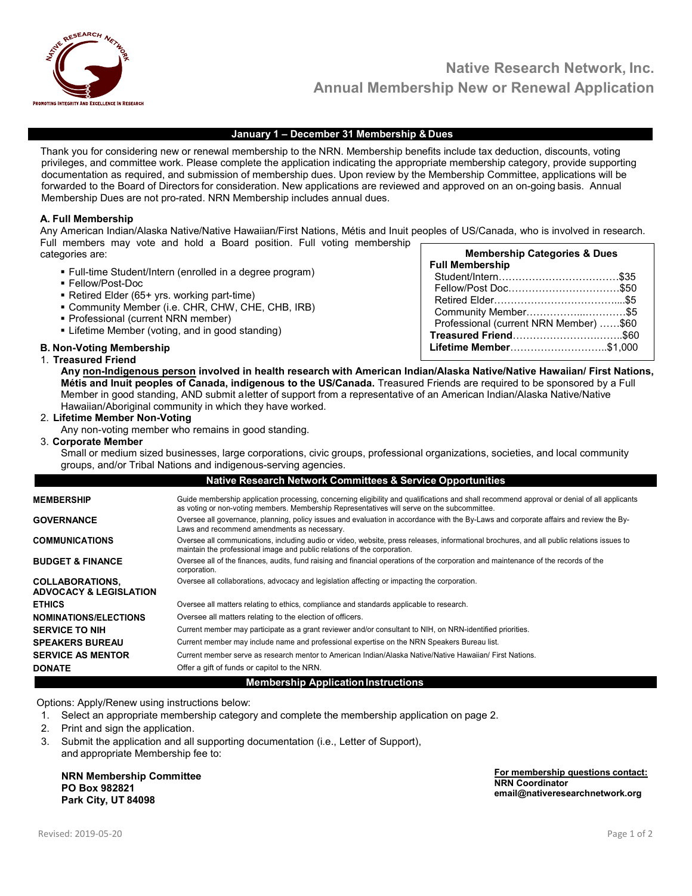# Native Research Network, Inc.
## Annual Membership New or Renewal Application

PROMOTING INTEGRITY AND EXCELLENCE IN RESEARCH

### January 1 – December 31 Membership & Dues

Thank you for considering new or renewal membership to the NRN. Membership benefits include tax deduction, discounts, voting privileges, and committee work. Please complete the application indicating the appropriate membership category, provide supporting documentation as required, and submission of membership dues. Upon review by the Membership Committee, applications will be forwarded to the Board of Directors for consideration. New applications are reviewed and approved on an on-going basis. Annual Membership Dues are not pro-rated. NRN Membership includes annual dues.

**A. Full Membership**

Any American Indian/Alaska Native/Native Hawaiian/First Nations, Métis and Inuit peoples of US/Canada, who is involved in research. Full members may vote and hold a Board position. Full voting membership categories are:

- Full-time Student/Intern (enrolled in a degree program)
- Fellow/Post-Doc
- Retired Elder (65+ yrs. working part-time)
- Community Member (i.e. CHR, CHW, CHE, CHB, IRB)
- Professional (current NRN member)
- Lifetime Member (voting, and in good standing)

| Membership Categories & Dues | |
|---|---|
| **Full Membership** | |
| Student/Intern | $35 |
| Fellow/Post Doc | $50 |
| Retired Elder | $5 |
| Community Member | $5 |
| Professional (current NRN Member) | $60 |
| **Treasured Friend** | $60 |
| **Lifetime Member** | $1,000 |

**B. Non-Voting Membership**

1. **Treasured Friend**
   **Any non-Indigenous person involved in health research with American Indian/Alaska Native/Native Hawaiian/ First Nations, Métis and Inuit peoples of Canada, indigenous to the US/Canada.** Treasured Friends are required to be sponsored by a Full Member in good standing, AND submit a letter of support from a representative of an American Indian/Alaska Native/Native Hawaiian/Aboriginal community in which they have worked.
2. **Lifetime Member Non-Voting**
   Any non-voting member who remains in good standing.
3. **Corporate Member**
   Small or medium sized businesses, large corporations, civic groups, professional organizations, societies, and local community groups, and/or Tribal Nations and indigenous-serving agencies.

### Native Research Network Committees & Service Opportunities

| | |
|---|---|
| **MEMBERSHIP** | Guide membership application processing, concerning eligibility and qualifications and shall recommend approval or denial of all applicants as voting or non-voting members. Membership Representatives will serve on the subcommittee. |
| **GOVERNANCE** | Oversee all governance, planning, policy issues and evaluation in accordance with the By-Laws and corporate affairs and review the By-Laws and recommend amendments as necessary. |
| **COMMUNICATIONS** | Oversee all communications, including audio or video, website, press releases, informational brochures, and all public relations issues to maintain the professional image and public relations of the corporation. |
| **BUDGET & FINANCE** | Oversee all of the finances, audits, fund raising and financial operations of the corporation and maintenance of the records of the corporation. |
| **COLLABORATIONS, ADVOCACY & LEGISLATION** | Oversee all collaborations, advocacy and legislation affecting or impacting the corporation. |
| **ETHICS** | Oversee all matters relating to ethics, compliance and standards applicable to research. |
| **NOMINATIONS/ELECTIONS** | Oversee all matters relating to the election of officers. |
| **SERVICE TO NIH** | Current member may participate as a grant reviewer and/or consultant to NIH, on NRN-identified priorities. |
| **SPEAKERS BUREAU** | Current member may include name and professional expertise on the NRN Speakers Bureau list. |
| **SERVICE AS MENTOR** | Current member serve as research mentor to American Indian/Alaska Native/Native Hawaiian/ First Nations. |
| **DONATE** | Offer a gift of funds or capitol to the NRN. |

### Membership Application Instructions

Options: Apply/Renew using instructions below:

1. Select an appropriate membership category and complete the membership application on page 2.
2. Print and sign the application.
3. Submit the application and all supporting documentation (i.e., Letter of Support), and appropriate Membership fee to:

**NRN Membership Committee**
**PO Box 982821**
**Park City, UT 84098**

**For membership questions contact:**
**NRN Coordinator**
**email@nativeresearchnetwork.org**

Revised: 2019-05-20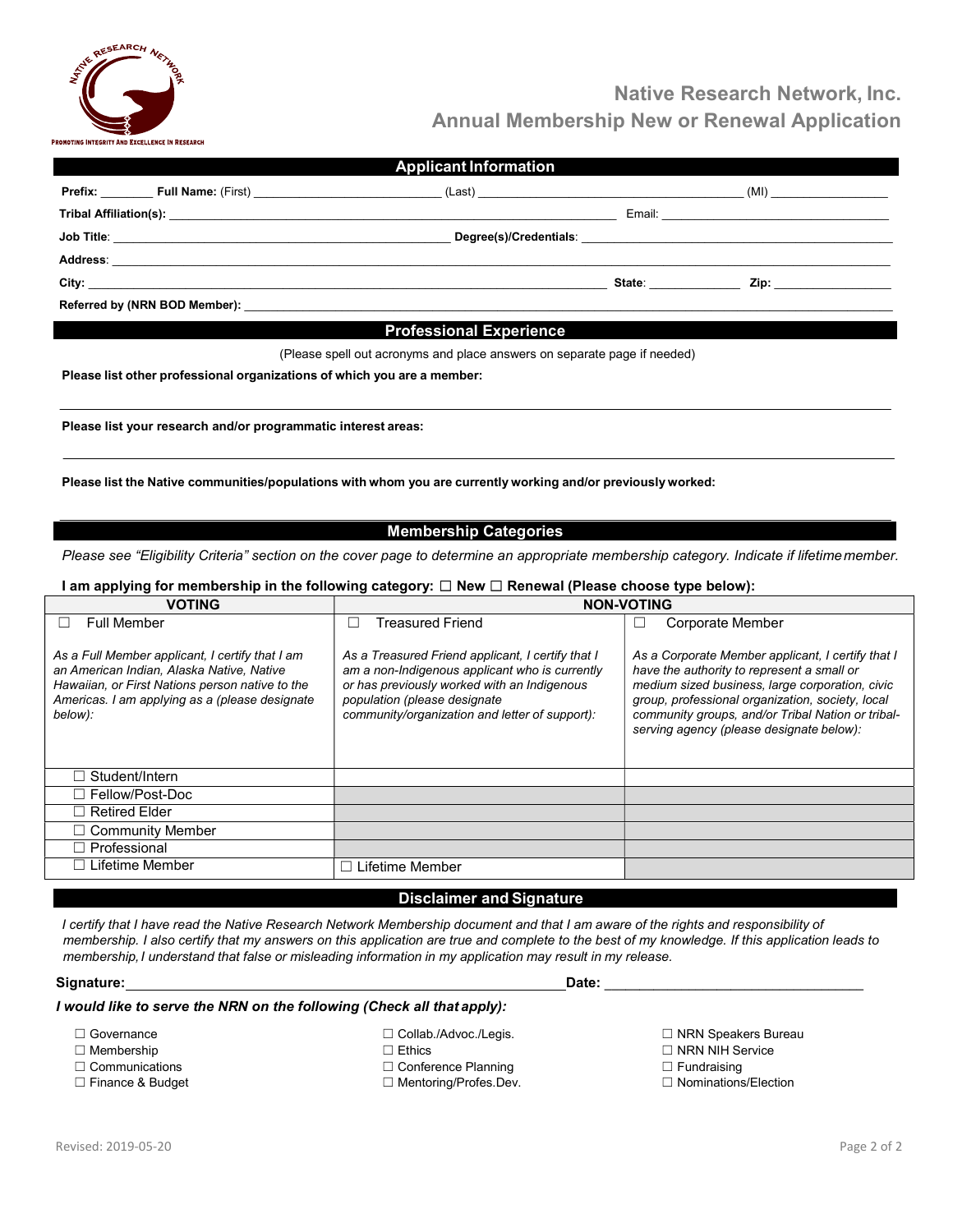# Native Research Network, Inc.
## Annual Membership New or Renewal Application

### Applicant Information

**Prefix:** ________ **Full Name:** (First) ___________________________ (Last) ______________________________________ (MI) _________________

**Tribal Affiliation(s):** _______________________________________________________________ Email: ________________________________

**Job Title**: ________________________________________________ **Degree(s)/Credentials**: ________________________________________

**Address**: _____________________________________________________________________________________________________

**City:** ______________________________________________________________________ **State**: ______________ **Zip:** ________________

**Referred by (NRN BOD Member):** _____________________________________________________________________________________

### Professional Experience

(Please spell out acronyms and place answers on separate page if needed)

**Please list other professional organizations of which you are a member:**

_____________________________________________________________________________________________________

**Please list your research and/or programmatic interest areas:**

_____________________________________________________________________________________________________

**Please list the Native communities/populations with whom you are currently working and/or previously worked:**

_____________________________________________________________________________________________________

### Membership Categories

*Please see "Eligibility Criteria" section on the cover page to determine an appropriate membership category. Indicate if lifetime member.*

**I am applying for membership in the following category: ☐ New ☐ Renewal (Please choose type below):**

| VOTING | NON-VOTING | |
|---|---|---|
| ☐ Full Member<br>*As a Full Member applicant, I certify that I am an American Indian, Alaska Native, Native Hawaiian, or First Nations person native to the Americas. I am applying as a (please designate below):* | ☐ Treasured Friend<br>*As a Treasured Friend applicant, I certify that I am a non-Indigenous applicant who is currently or has previously worked with an Indigenous population (please designate community/organization and letter of support):* | ☐ Corporate Member<br>*As a Corporate Member applicant, I certify that I have the authority to represent a small or medium sized business, large corporation, civic group, professional organization, society, local community groups, and/or Tribal Nation or tribal-serving agency (please designate below):* |
| ☐ Student/Intern | | |
| ☐ Fellow/Post-Doc | | |
| ☐ Retired Elder | | |
| ☐ Community Member | | |
| ☐ Professional | | |
| ☐ Lifetime Member | ☐ Lifetime Member | |

### Disclaimer and Signature

*I certify that I have read the Native Research Network Membership document and that I am aware of the rights and responsibility of membership. I also certify that my answers on this application are true and complete to the best of my knowledge. If this application leads to membership, I understand that false or misleading information in my application may result in my release.*

**Signature:**________________________________________________________**Date:** ________________________________

***I would like to serve the NRN on the following (Check all that apply):***

☐ Governance
☐ Membership
☐ Communications
☐ Finance & Budget
☐ Collab./Advoc./Legis.
☐ Ethics
☐ Conference Planning
☐ Mentoring/Profes.Dev.
☐ NRN Speakers Bureau
☐ NRN NIH Service
☐ Fundraising
☐ Nominations/Election

Revised: 2019-05-20